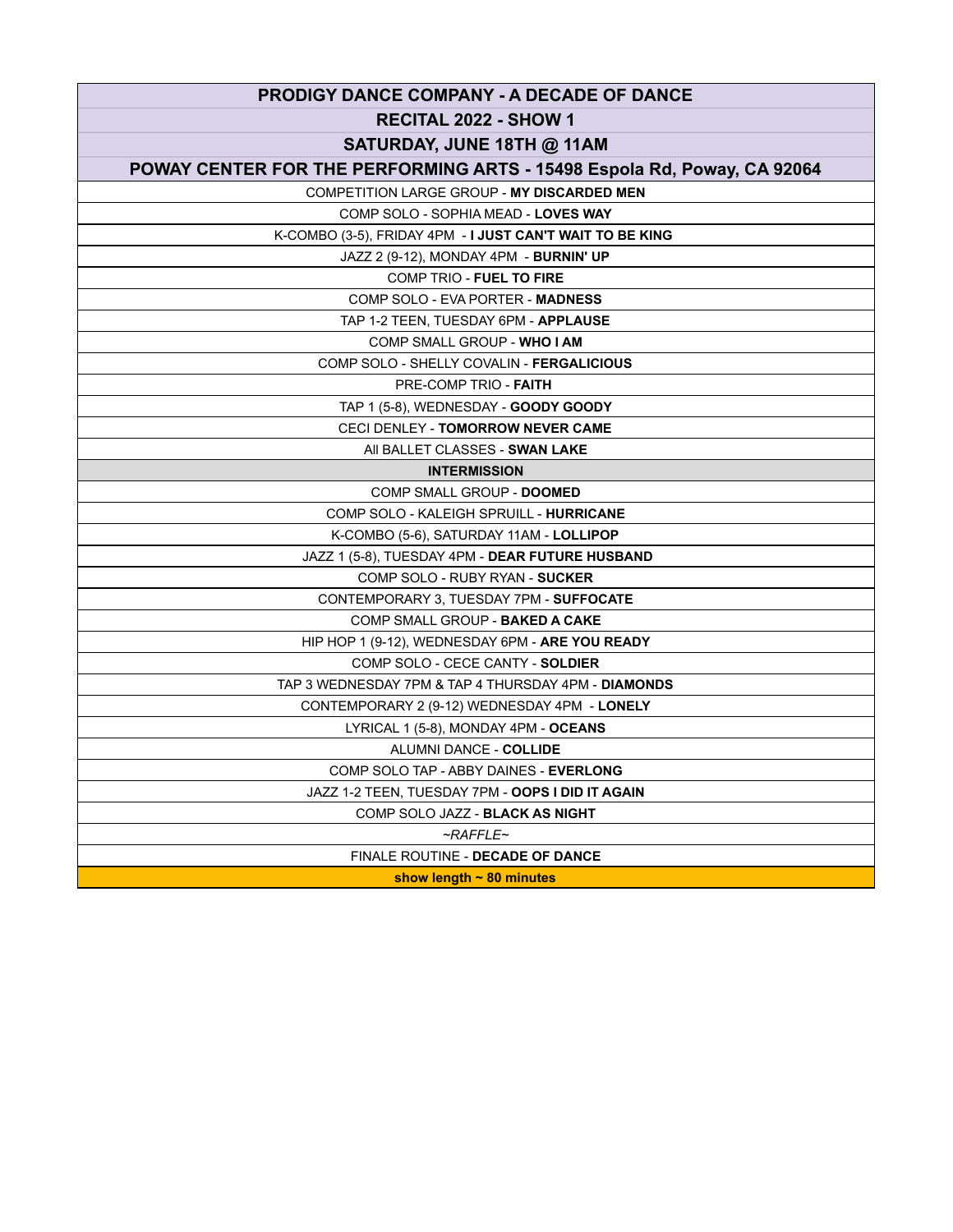| **PRODIGY DANCE COMPANY - A DECADE OF DANCE** |
|---|
| **RECITAL 2022 - SHOW 1** |
| **SATURDAY, JUNE 18TH @ 11AM** |
| **POWAY CENTER FOR THE PERFORMING ARTS - 15498 Espola Rd, Poway, CA 92064** |
| COMPETITION LARGE GROUP - **MY DISCARDED MEN** |
| COMP SOLO - SOPHIA MEAD - **LOVES WAY** |
| K-COMBO (3-5), FRIDAY 4PM - **I JUST CAN'T WAIT TO BE KING** |
| JAZZ 2 (9-12), MONDAY 4PM - **BURNIN' UP** |
| COMP TRIO - **FUEL TO FIRE** |
| COMP SOLO - EVA PORTER - **MADNESS** |
| TAP 1-2 TEEN, TUESDAY 6PM - **APPLAUSE** |
| COMP SMALL GROUP - **WHO I AM** |
| COMP SOLO - SHELLY COVALIN - **FERGALICIOUS** |
| PRE-COMP TRIO - **FAITH** |
| TAP 1 (5-8), WEDNESDAY - **GOODY GOODY** |
| CECI DENLEY - **TOMORROW NEVER CAME** |
| All BALLET CLASSES - **SWAN LAKE** |
| **INTERMISSION** |
| COMP SMALL GROUP - **DOOMED** |
| COMP SOLO - KALEIGH SPRUILL - **HURRICANE** |
| K-COMBO (5-6), SATURDAY 11AM - **LOLLIPOP** |
| JAZZ 1 (5-8), TUESDAY 4PM - **DEAR FUTURE HUSBAND** |
| COMP SOLO - RUBY RYAN - **SUCKER** |
| CONTEMPORARY 3, TUESDAY 7PM - **SUFFOCATE** |
| COMP SMALL GROUP - **BAKED A CAKE** |
| HIP HOP 1 (9-12), WEDNESDAY 6PM - **ARE YOU READY** |
| COMP SOLO - CECE CANTY - **SOLDIER** |
| TAP 3 WEDNESDAY 7PM & TAP 4 THURSDAY 4PM - **DIAMONDS** |
| CONTEMPORARY 2 (9-12) WEDNESDAY 4PM - **LONELY** |
| LYRICAL 1 (5-8), MONDAY 4PM - **OCEANS** |
| ALUMNI DANCE - **COLLIDE** |
| COMP SOLO TAP - ABBY DAINES - **EVERLONG** |
| JAZZ 1-2 TEEN, TUESDAY 7PM - **OOPS I DID IT AGAIN** |
| COMP SOLO JAZZ - **BLACK AS NIGHT** |
| *~RAFFLE~* |
| FINALE ROUTINE - **DECADE OF DANCE** |
| **show length ~ 80 minutes** |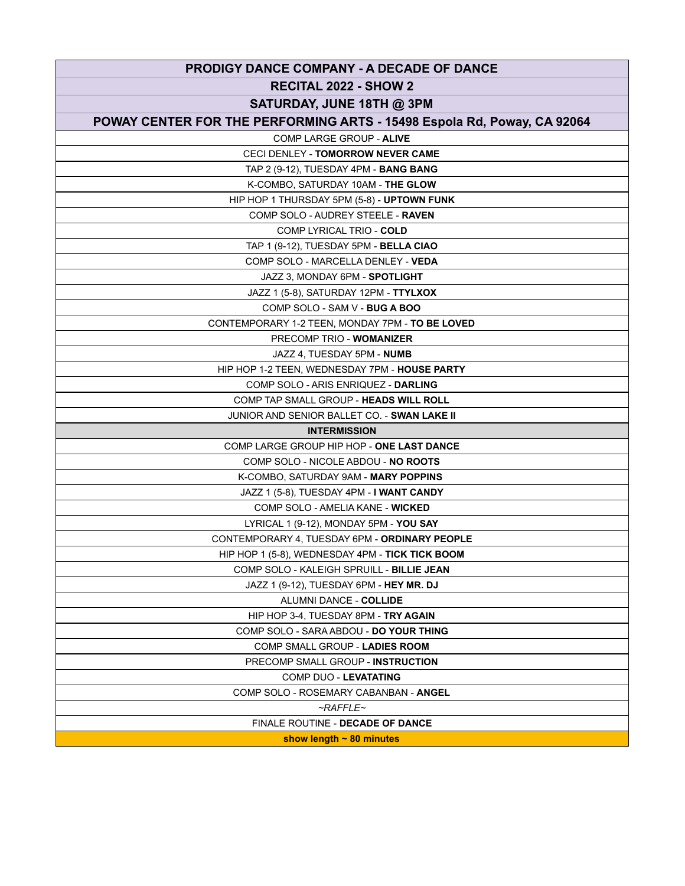| PRODIGY DANCE COMPANY - A DECADE OF DANCE |
|---|
| **RECITAL 2022 - SHOW 2** |
| **SATURDAY, JUNE 18TH @ 3PM** |
| **POWAY CENTER FOR THE PERFORMING ARTS - 15498 Espola Rd, Poway, CA 92064** |
| COMP LARGE GROUP - **ALIVE** |
| CECI DENLEY - **TOMORROW NEVER CAME** |
| TAP 2 (9-12), TUESDAY 4PM - **BANG BANG** |
| K-COMBO, SATURDAY 10AM - **THE GLOW** |
| HIP HOP 1 THURSDAY 5PM (5-8) - **UPTOWN FUNK** |
| COMP SOLO - AUDREY STEELE - **RAVEN** |
| COMP LYRICAL TRIO - **COLD** |
| TAP 1 (9-12), TUESDAY 5PM - **BELLA CIAO** |
| COMP SOLO - MARCELLA DENLEY - **VEDA** |
| JAZZ 3, MONDAY 6PM - **SPOTLIGHT** |
| JAZZ 1 (5-8), SATURDAY 12PM - **TTYLXOX** |
| COMP SOLO - SAM V - **BUG A BOO** |
| CONTEMPORARY 1-2 TEEN, MONDAY 7PM - **TO BE LOVED** |
| PRECOMP TRIO - **WOMANIZER** |
| JAZZ 4, TUESDAY 5PM - **NUMB** |
| HIP HOP 1-2 TEEN, WEDNESDAY 7PM - **HOUSE PARTY** |
| COMP SOLO - ARIS ENRIQUEZ - **DARLING** |
| COMP TAP SMALL GROUP - **HEADS WILL ROLL** |
| JUNIOR AND SENIOR BALLET CO. - **SWAN LAKE II** |
| **INTERMISSION** |
| COMP LARGE GROUP HIP HOP - **ONE LAST DANCE** |
| COMP SOLO - NICOLE ABDOU - **NO ROOTS** |
| K-COMBO, SATURDAY 9AM - **MARY POPPINS** |
| JAZZ 1 (5-8), TUESDAY 4PM - **I WANT CANDY** |
| COMP SOLO - AMELIA KANE - **WICKED** |
| LYRICAL 1 (9-12), MONDAY 5PM - **YOU SAY** |
| CONTEMPORARY 4, TUESDAY 6PM - **ORDINARY PEOPLE** |
| HIP HOP 1 (5-8), WEDNESDAY 4PM - **TICK TICK BOOM** |
| COMP SOLO - KALEIGH SPRUILL - **BILLIE JEAN** |
| JAZZ 1 (9-12), TUESDAY 6PM - **HEY MR. DJ** |
| ALUMNI DANCE - **COLLIDE** |
| HIP HOP 3-4, TUESDAY 8PM - **TRY AGAIN** |
| COMP SOLO - SARA ABDOU - **DO YOUR THING** |
| COMP SMALL GROUP - **LADIES ROOM** |
| PRECOMP SMALL GROUP - **INSTRUCTION** |
| COMP DUO - **LEVATATING** |
| COMP SOLO - ROSEMARY CABANBAN - **ANGEL** |
| *~RAFFLE~* |
| FINALE ROUTINE - **DECADE OF DANCE** |
| **show length ~ 80 minutes** |